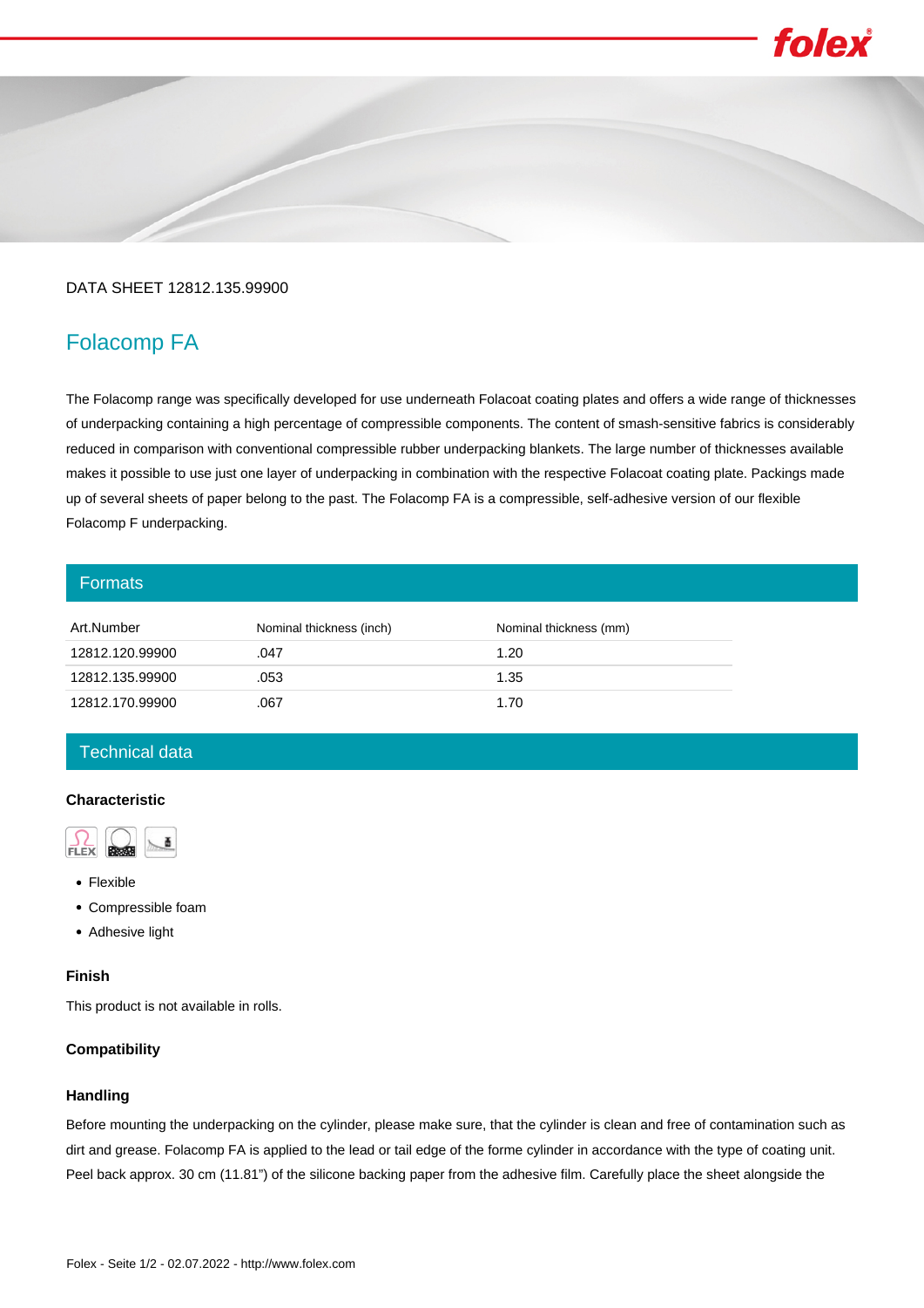DATA SHEET 12812.135.99900

# Folacomp FA

The Folacomp range was specifically developed for use underneath Folacoat coating plates and offers a wide range of thicknesses of underpacking containing a high percentage of compressible components. The content of smash-sensitive fabrics is considerably reduced in comparison with conventional compressible rubber underpacking blankets. The large number of thicknesses available makes it possible to use just one layer of underpacking in combination with the respective Folacoat coating plate. Packings made up of several sheets of paper belong to the past. The Folacomp FA is a compressible, self-adhesive version of our flexible Folacomp F underpacking.

## Formats

| Art.Number | Nominal thickness (inch) | Nominal thickness (mm) |
|---|---|---|
| 12812.120.99900 | .047 | 1.20 |
| 12812.135.99900 | .053 | 1.35 |
| 12812.170.99900 | .067 | 1.70 |

## Technical data

### Characteristic

- Flexible
- Compressible foam
- Adhesive light

### Finish

This product is not available in rolls.

### Compatibility

### Handling

Before mounting the underpacking on the cylinder, please make sure, that the cylinder is clean and free of contamination such as dirt and grease. Folacomp FA is applied to the lead or tail edge of the forme cylinder in accordance with the type of coating unit. Peel back approx. 30 cm (11.81") of the silicone backing paper from the adhesive film. Carefully place the sheet alongside the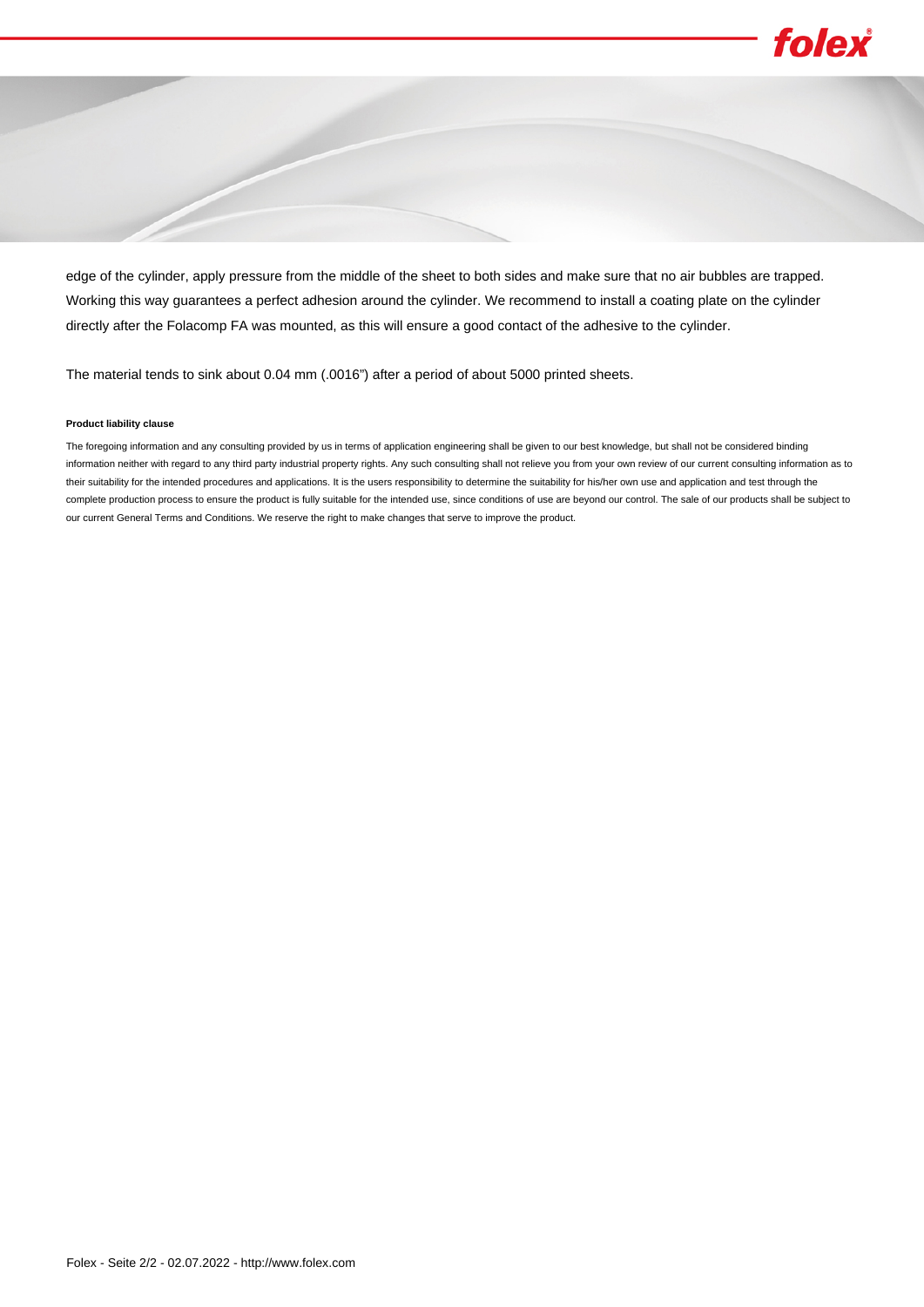edge of the cylinder, apply pressure from the middle of the sheet to both sides and make sure that no air bubbles are trapped. Working this way guarantees a perfect adhesion around the cylinder. We recommend to install a coating plate on the cylinder directly after the Folacomp FA was mounted, as this will ensure a good contact of the adhesive to the cylinder.

The material tends to sink about 0.04 mm (.0016") after a period of about 5000 printed sheets.

**Product liability clause**

The foregoing information and any consulting provided by us in terms of application engineering shall be given to our best knowledge, but shall not be considered binding information neither with regard to any third party industrial property rights. Any such consulting shall not relieve you from your own review of our current consulting information as to their suitability for the intended procedures and applications. It is the users responsibility to determine the suitability for his/her own use and application and test through the complete production process to ensure the product is fully suitable for the intended use, since conditions of use are beyond our control. The sale of our products shall be subject to our current General Terms and Conditions. We reserve the right to make changes that serve to improve the product.